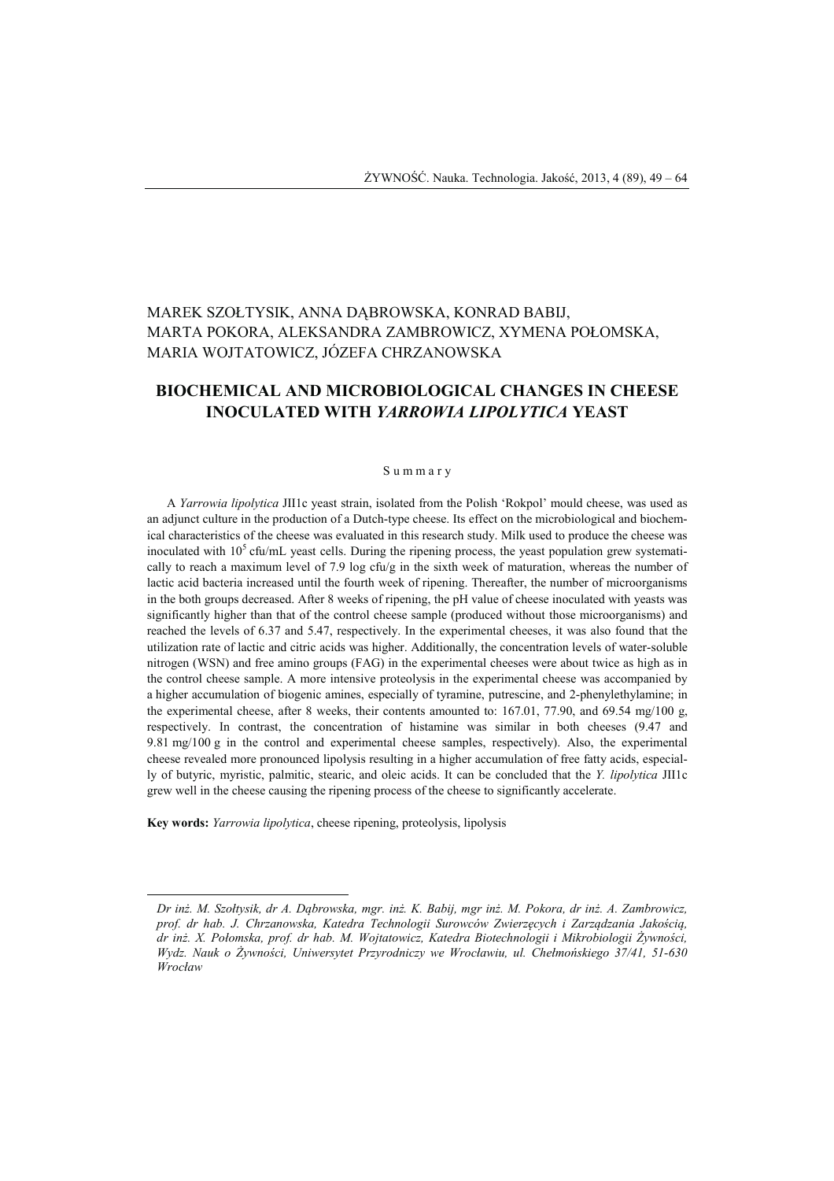MAREK SZOŁTYSIK, ANNA DĄBROWSKA, KONRAD BABIJ, MARTA POKORA, ALEKSANDRA ZAMBROWICZ, XYMENA POŁOMSKA, MARIA WOJTATOWICZ, JÓZEFA CHRZANOWSKA

# BIOCHEMICAL AND MICROBIOLOGICAL CHANGES IN CHEESE INOCULATED WITH *YARROWIA LIPOLYTICA* YEAST

## Summary

A *Yarrowia lipolytica* JII1c yeast strain, isolated from the Polish 'Rokpol' mould cheese, was used as an adjunct culture in the production of a Dutch-type cheese. Its effect on the microbiological and biochemical characteristics of the cheese was evaluated in this research study. Milk used to produce the cheese was inoculated with $10^5$ cfu/mL yeast cells. During the ripening process, the yeast population grew systematically to reach a maximum level of 7.9 log cfu/g in the sixth week of maturation, whereas the number of lactic acid bacteria increased until the fourth week of ripening. Thereafter, the number of microorganisms in the both groups decreased. After 8 weeks of ripening, the pH value of cheese inoculated with yeasts was significantly higher than that of the control cheese sample (produced without those microorganisms) and reached the levels of 6.37 and 5.47, respectively. In the experimental cheeses, it was also found that the utilization rate of lactic and citric acids was higher. Additionally, the concentration levels of water-soluble nitrogen (WSN) and free amino groups (FAG) in the experimental cheeses were about twice as high as in the control cheese sample. A more intensive proteolysis in the experimental cheese was accompanied by a higher accumulation of biogenic amines, especially of tyramine, putrescine, and 2-phenylethylamine; in the experimental cheese, after 8 weeks, their contents amounted to: 167.01, 77.90, and 69.54 mg/100 g, respectively. In contrast, the concentration of histamine was similar in both cheeses (9.47 and 9.81 mg/100 g in the control and experimental cheese samples, respectively). Also, the experimental cheese revealed more pronounced lipolysis resulting in a higher accumulation of free fatty acids, especially of butyric, myristic, palmitic, stearic, and oleic acids. It can be concluded that the *Y. lipolytica* JII1c grew well in the cheese causing the ripening process of the cheese to significantly accelerate.

**Key words:** *Yarrowia lipolytica*, cheese ripening, proteolysis, lipolysis

---

*Dr inż. M. Szołtysik, dr A. Dąbrowska, mgr. inż. K. Babij, mgr inż. M. Pokora, dr inż. A. Zambrowicz, prof. dr hab. J. Chrzanowska, Katedra Technologii Surowców Zwierzęcych i Zarządzania Jakością, dr inż. X. Połomska, prof. dr hab. M. Wojtatowicz, Katedra Biotechnologii i Mikrobiologii Żywności, Wydz. Nauk o Żywności, Uniwersytet Przyrodniczy we Wrocławiu, ul. Chełmońskiego 37/41, 51-630 Wrocław*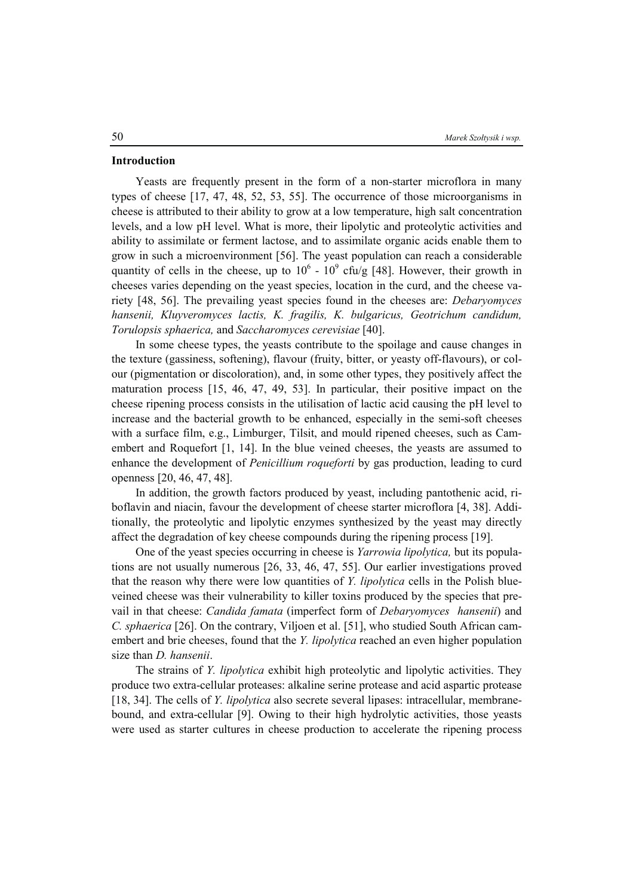## Introduction

Yeasts are frequently present in the form of a non-starter microflora in many types of cheese [17, 47, 48, 52, 53, 55]. The occurrence of those microorganisms in cheese is attributed to their ability to grow at a low temperature, high salt concentration levels, and a low pH level. What is more, their lipolytic and proteolytic activities and ability to assimilate or ferment lactose, and to assimilate organic acids enable them to grow in such a microenvironment [56]. The yeast population can reach a considerable quantity of cells in the cheese, up to $10^6$ - $10^9$ cfu/g [48]. However, their growth in cheeses varies depending on the yeast species, location in the curd, and the cheese variety [48, 56]. The prevailing yeast species found in the cheeses are: *Debaryomyces hansenii, Kluyveromyces lactis, K. fragilis, K. bulgaricus, Geotrichum candidum, Torulopsis sphaerica,* and *Saccharomyces cerevisiae* [40].

In some cheese types, the yeasts contribute to the spoilage and cause changes in the texture (gassiness, softening), flavour (fruity, bitter, or yeasty off-flavours), or colour (pigmentation or discoloration), and, in some other types, they positively affect the maturation process [15, 46, 47, 49, 53]. In particular, their positive impact on the cheese ripening process consists in the utilisation of lactic acid causing the pH level to increase and the bacterial growth to be enhanced, especially in the semi-soft cheeses with a surface film, e.g., Limburger, Tilsit, and mould ripened cheeses, such as Camembert and Roquefort [1, 14]. In the blue veined cheeses, the yeasts are assumed to enhance the development of *Penicillium roqueforti* by gas production, leading to curd openness [20, 46, 47, 48].

In addition, the growth factors produced by yeast, including pantothenic acid, riboflavin and niacin, favour the development of cheese starter microflora [4, 38]. Additionally, the proteolytic and lipolytic enzymes synthesized by the yeast may directly affect the degradation of key cheese compounds during the ripening process [19].

One of the yeast species occurring in cheese is *Yarrowia lipolytica,* but its populations are not usually numerous [26, 33, 46, 47, 55]. Our earlier investigations proved that the reason why there were low quantities of *Y. lipolytica* cells in the Polish blue-veined cheese was their vulnerability to killer toxins produced by the species that prevail in that cheese: *Candida famata* (imperfect form of *Debaryomyces hansenii*) and *C. sphaerica* [26]. On the contrary, Viljoen et al. [51], who studied South African camembert and brie cheeses, found that the *Y. lipolytica* reached an even higher population size than *D. hansenii*.

The strains of *Y. lipolytica* exhibit high proteolytic and lipolytic activities. They produce two extra-cellular proteases: alkaline serine protease and acid aspartic protease [18, 34]. The cells of *Y. lipolytica* also secrete several lipases: intracellular, membrane-bound, and extra-cellular [9]. Owing to their high hydrolytic activities, those yeasts were used as starter cultures in cheese production to accelerate the ripening process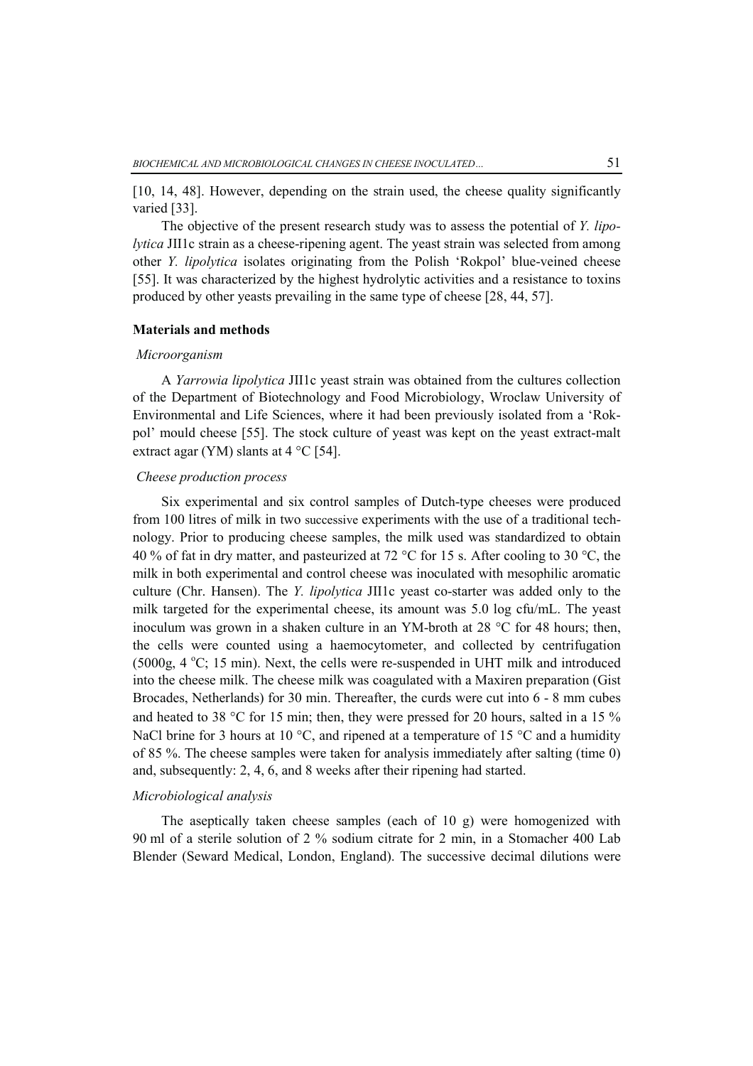[10, 14, 48]. However, depending on the strain used, the cheese quality significantly varied [33].

The objective of the present research study was to assess the potential of *Y. lipolytica* JII1c strain as a cheese-ripening agent. The yeast strain was selected from among other *Y. lipolytica* isolates originating from the Polish 'Rokpol' blue-veined cheese [55]. It was characterized by the highest hydrolytic activities and a resistance to toxins produced by other yeasts prevailing in the same type of cheese [28, 44, 57].

## Materials and methods

### *Microorganism*

A *Yarrowia lipolytica* JII1c yeast strain was obtained from the cultures collection of the Department of Biotechnology and Food Microbiology, Wroclaw University of Environmental and Life Sciences, where it had been previously isolated from a 'Rokpol' mould cheese [55]. The stock culture of yeast was kept on the yeast extract-malt extract agar (YM) slants at 4 °C [54].

### *Cheese production process*

Six experimental and six control samples of Dutch-type cheeses were produced from 100 litres of milk in two successive experiments with the use of a traditional technology. Prior to producing cheese samples, the milk used was standardized to obtain 40 % of fat in dry matter, and pasteurized at 72 °C for 15 s. After cooling to 30 °C, the milk in both experimental and control cheese was inoculated with mesophilic aromatic culture (Chr. Hansen). The *Y. lipolytica* JII1c yeast co-starter was added only to the milk targeted for the experimental cheese, its amount was 5.0 log cfu/mL. The yeast inoculum was grown in a shaken culture in an YM-broth at 28 °C for 48 hours; then, the cells were counted using a haemocytometer, and collected by centrifugation (5000g, 4 °C; 15 min). Next, the cells were re-suspended in UHT milk and introduced into the cheese milk. The cheese milk was coagulated with a Maxiren preparation (Gist Brocades, Netherlands) for 30 min. Thereafter, the curds were cut into 6 - 8 mm cubes and heated to 38 °C for 15 min; then, they were pressed for 20 hours, salted in a 15 % NaCl brine for 3 hours at 10 °C, and ripened at a temperature of 15 °C and a humidity of 85 %. The cheese samples were taken for analysis immediately after salting (time 0) and, subsequently: 2, 4, 6, and 8 weeks after their ripening had started.

### *Microbiological analysis*

The aseptically taken cheese samples (each of 10 g) were homogenized with 90 ml of a sterile solution of 2 % sodium citrate for 2 min, in a Stomacher 400 Lab Blender (Seward Medical, London, England). The successive decimal dilutions were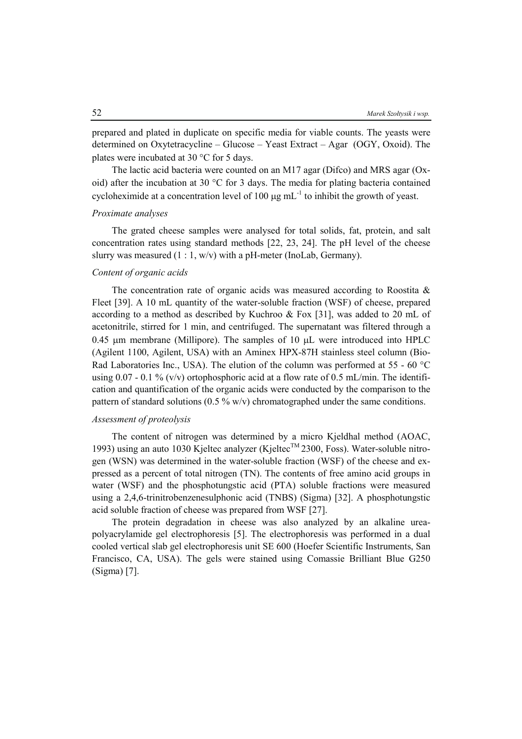prepared and plated in duplicate on specific media for viable counts. The yeasts were determined on Oxytetracycline – Glucose – Yeast Extract – Agar (OGY, Oxoid). The plates were incubated at 30 °C for 5 days.

The lactic acid bacteria were counted on an M17 agar (Difco) and MRS agar (Oxoid) after the incubation at 30 °C for 3 days. The media for plating bacteria contained cycloheximide at a concentration level of 100 μg $mL^{-1}$ to inhibit the growth of yeast.

*Proximate analyses*

The grated cheese samples were analysed for total solids, fat, protein, and salt concentration rates using standard methods [22, 23, 24]. The pH level of the cheese slurry was measured (1 : 1, w/v) with a pH-meter (InoLab, Germany).

*Content of organic acids*

The concentration rate of organic acids was measured according to Roostita & Fleet [39]. A 10 mL quantity of the water-soluble fraction (WSF) of cheese, prepared according to a method as described by Kuchroo & Fox [31], was added to 20 mL of acetonitrile, stirred for 1 min, and centrifuged. The supernatant was filtered through a 0.45 μm membrane (Millipore). The samples of 10 μL were introduced into HPLC (Agilent 1100, Agilent, USA) with an Aminex HPX-87H stainless steel column (Bio-Rad Laboratories Inc., USA). The elution of the column was performed at 55 - 60 °C using 0.07 - 0.1 % (v/v) ortophosphoric acid at a flow rate of 0.5 mL/min. The identification and quantification of the organic acids were conducted by the comparison to the pattern of standard solutions (0.5 % w/v) chromatographed under the same conditions.

*Assessment of proteolysis*

The content of nitrogen was determined by a micro Kjeldhal method (AOAC, 1993) using an auto 1030 Kjeltec analyzer (Kjeltec™ 2300, Foss). Water-soluble nitrogen (WSN) was determined in the water-soluble fraction (WSF) of the cheese and expressed as a percent of total nitrogen (TN). The contents of free amino acid groups in water (WSF) and the phosphotungstic acid (PTA) soluble fractions were measured using a 2,4,6-trinitrobenzenesulphonic acid (TNBS) (Sigma) [32]. A phosphotungstic acid soluble fraction of cheese was prepared from WSF [27].

The protein degradation in cheese was also analyzed by an alkaline urea-polyacrylamide gel electrophoresis [5]. The electrophoresis was performed in a dual cooled vertical slab gel electrophoresis unit SE 600 (Hoefer Scientific Instruments, San Francisco, CA, USA). The gels were stained using Comassie Brilliant Blue G250 (Sigma) [7].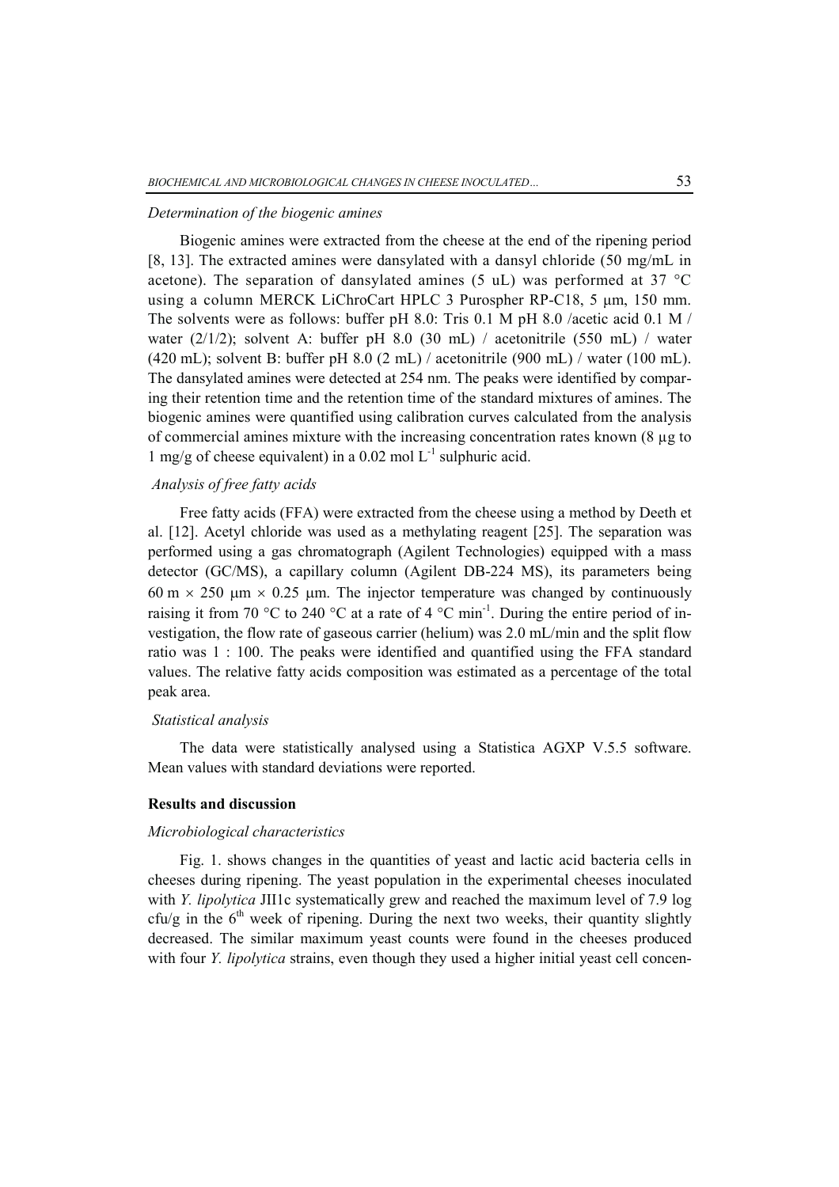*Determination of the biogenic amines*

Biogenic amines were extracted from the cheese at the end of the ripening period [8, 13]. The extracted amines were dansylated with a dansyl chloride (50 mg/mL in acetone). The separation of dansylated amines (5 uL) was performed at 37 °C using a column MERCK LiChroCart HPLC 3 Purospher RP-C18, 5 μm, 150 mm. The solvents were as follows: buffer pH 8.0: Tris 0.1 M pH 8.0 /acetic acid 0.1 M / water (2/1/2); solvent A: buffer pH 8.0 (30 mL) / acetonitrile (550 mL) / water (420 mL); solvent B: buffer pH 8.0 (2 mL) / acetonitrile (900 mL) / water (100 mL). The dansylated amines were detected at 254 nm. The peaks were identified by comparing their retention time and the retention time of the standard mixtures of amines. The biogenic amines were quantified using calibration curves calculated from the analysis of commercial amines mixture with the increasing concentration rates known (8 μg to 1 mg/g of cheese equivalent) in a 0.02 mol $L^{-1}$ sulphuric acid.

*Analysis of free fatty acids*

Free fatty acids (FFA) were extracted from the cheese using a method by Deeth et al. [12]. Acetyl chloride was used as a methylating reagent [25]. The separation was performed using a gas chromatograph (Agilent Technologies) equipped with a mass detector (GC/MS), a capillary column (Agilent DB-224 MS), its parameters being 60 m × 250 μm × 0.25 μm. The injector temperature was changed by continuously raising it from 70 °C to 240 °C at a rate of 4 °C $min^{-1}$. During the entire period of investigation, the flow rate of gaseous carrier (helium) was 2.0 mL/min and the split flow ratio was 1 : 100. The peaks were identified and quantified using the FFA standard values. The relative fatty acids composition was estimated as a percentage of the total peak area.

*Statistical analysis*

The data were statistically analysed using a Statistica AGXP V.5.5 software. Mean values with standard deviations were reported.

**Results and discussion**

*Microbiological characteristics*

Fig. 1. shows changes in the quantities of yeast and lactic acid bacteria cells in cheeses during ripening. The yeast population in the experimental cheeses inoculated with *Y. lipolytica* JII1c systematically grew and reached the maximum level of 7.9 log cfu/g in the 6th week of ripening. During the next two weeks, their quantity slightly decreased. The similar maximum yeast counts were found in the cheeses produced with four *Y. lipolytica* strains, even though they used a higher initial yeast cell concen-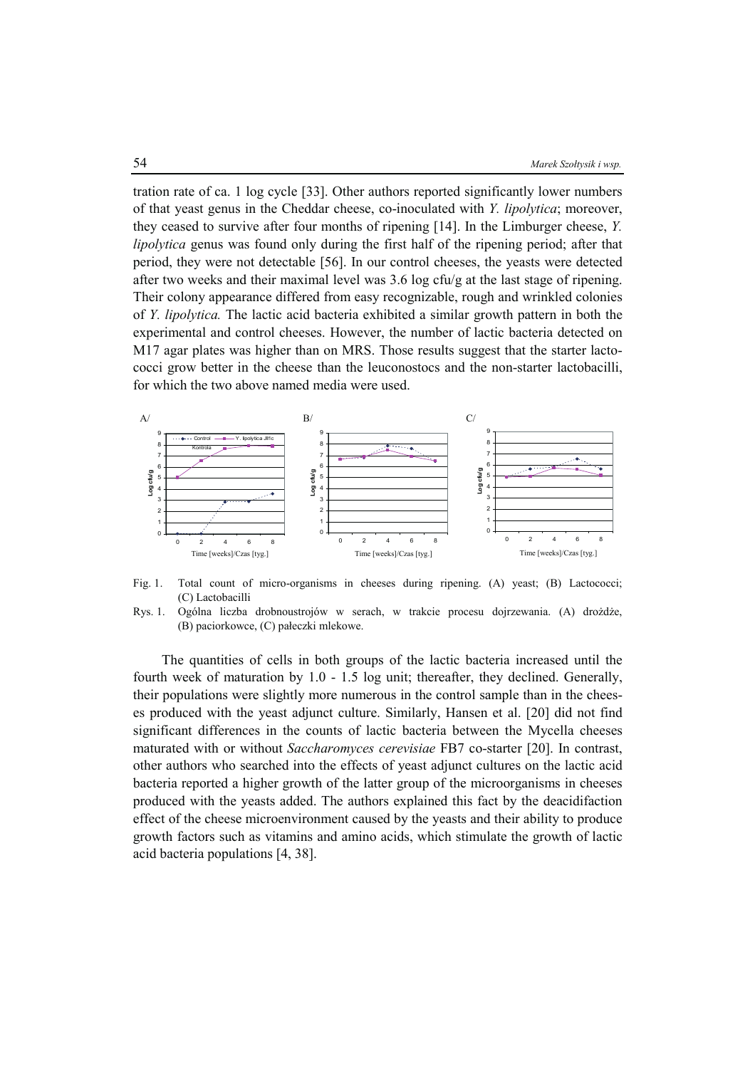tration rate of ca. 1 log cycle [33]. Other authors reported significantly lower numbers of that yeast genus in the Cheddar cheese, co-inoculated with *Y. lipolytica*; moreover, they ceased to survive after four months of ripening [14]. In the Limburger cheese, *Y. lipolytica* genus was found only during the first half of the ripening period; after that period, they were not detectable [56]. In our control cheeses, the yeasts were detected after two weeks and their maximal level was 3.6 log cfu/g at the last stage of ripening. Their colony appearance differed from easy recognizable, rough and wrinkled colonies of *Y. lipolytica.* The lactic acid bacteria exhibited a similar growth pattern in both the experimental and control cheeses. However, the number of lactic bacteria detected on M17 agar plates was higher than on MRS. Those results suggest that the starter lactococci grow better in the cheese than the leuconostocs and the non-starter lactobacilli, for which the two above named media were used.

Fig. 1. Total count of micro-organisms in cheeses during ripening. (A) yeast; (B) Lactococci; (C) Lactobacilli

Rys. 1. Ogólna liczba drobnoustrojów w serach, w trakcie procesu dojrzewania. (A) drożdże, (B) paciorkowce, (C) pałeczki mlekowe.

The quantities of cells in both groups of the lactic bacteria increased until the fourth week of maturation by 1.0 - 1.5 log unit; thereafter, they declined. Generally, their populations were slightly more numerous in the control sample than in the cheeses produced with the yeast adjunct culture. Similarly, Hansen et al. [20] did not find significant differences in the counts of lactic bacteria between the Mycella cheeses maturated with or without *Saccharomyces cerevisiae* FB7 co-starter [20]. In contrast, other authors who searched into the effects of yeast adjunct cultures on the lactic acid bacteria reported a higher growth of the latter group of the microorganisms in cheeses produced with the yeasts added. The authors explained this fact by the deacidifaction effect of the cheese microenvironment caused by the yeasts and their ability to produce growth factors such as vitamins and amino acids, which stimulate the growth of lactic acid bacteria populations [4, 38].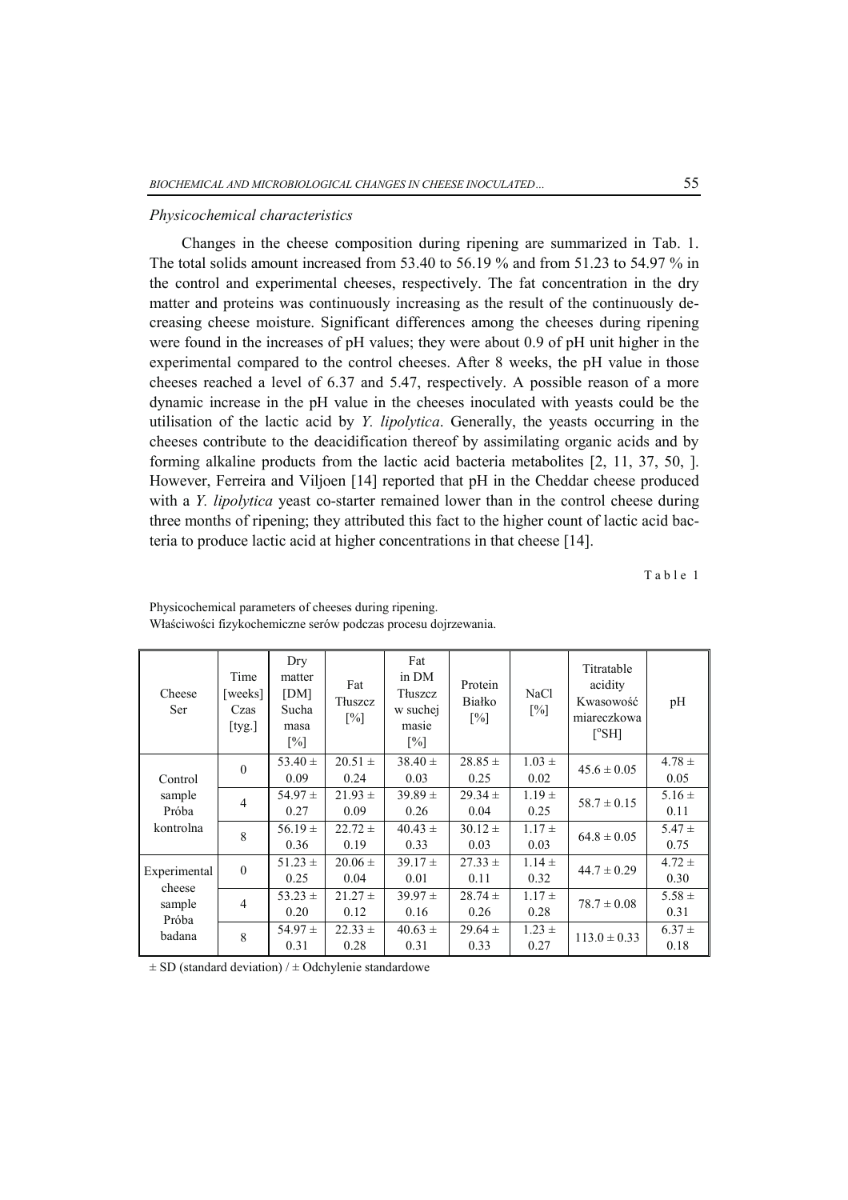### *Physicochemical characteristics*

Changes in the cheese composition during ripening are summarized in Tab. 1. The total solids amount increased from 53.40 to 56.19 % and from 51.23 to 54.97 % in the control and experimental cheeses, respectively. The fat concentration in the dry matter and proteins was continuously increasing as the result of the continuously decreasing cheese moisture. Significant differences among the cheeses during ripening were found in the increases of pH values; they were about 0.9 of pH unit higher in the experimental compared to the control cheeses. After 8 weeks, the pH value in those cheeses reached a level of 6.37 and 5.47, respectively. A possible reason of a more dynamic increase in the pH value in the cheeses inoculated with yeasts could be the utilisation of the lactic acid by *Y. lipolytica*. Generally, the yeasts occurring in the cheeses contribute to the deacidification thereof by assimilating organic acids and by forming alkaline products from the lactic acid bacteria metabolites [2, 11, 37, 50, ]. However, Ferreira and Viljoen [14] reported that pH in the Cheddar cheese produced with a *Y. lipolytica* yeast co-starter remained lower than in the control cheese during three months of ripening; they attributed this fact to the higher count of lactic acid bacteria to produce lactic acid at higher concentrations in that cheese [14].

Table 1

Physicochemical parameters of cheeses during ripening.
Właściwości fizykochemiczne serów podczas procesu dojrzewania.

| Cheese Ser | Time [weeks] Czas [tyg.] | Dry matter [DM] Sucha masa [%] | Fat Tłuszcz [%] | Fat in DM Tłuszcz w suchej masie [%] | Protein Białko [%] | NaCl [%] | Titratable acidity Kwasowość miareczkowa [°SH] | pH |
|---|---|---|---|---|---|---|---|---|
| Control sample Próba kontrolna | 0 | 53.40 ± 0.09 | 20.51 ± 0.24 | 38.40 ± 0.03 | 28.85 ± 0.25 | 1.03 ± 0.02 | 45.6 ± 0.05 | 4.78 ± 0.05 |
| | 4 | 54.97 ± 0.27 | 21.93 ± 0.09 | 39.89 ± 0.26 | 29.34 ± 0.04 | 1.19 ± 0.25 | 58.7 ± 0.15 | 5.16 ± 0.11 |
| | 8 | 56.19 ± 0.36 | 22.72 ± 0.19 | 40.43 ± 0.33 | 30.12 ± 0.03 | 1.17 ± 0.03 | 64.8 ± 0.05 | 5.47 ± 0.75 |
| Experimental cheese sample Próba badana | 0 | 51.23 ± 0.25 | 20.06 ± 0.04 | 39.17 ± 0.01 | 27.33 ± 0.11 | 1.14 ± 0.32 | 44.7 ± 0.29 | 4.72 ± 0.30 |
| | 4 | 53.23 ± 0.20 | 21.27 ± 0.12 | 39.97 ± 0.16 | 28.74 ± 0.26 | 1.17 ± 0.28 | 78.7 ± 0.08 | 5.58 ± 0.31 |
| | 8 | 54.97 ± 0.31 | 22.33 ± 0.28 | 40.63 ± 0.31 | 29.64 ± 0.33 | 1.23 ± 0.27 | 113.0 ± 0.33 | 6.37 ± 0.18 |

± SD (standard deviation) / ± Odchylenie standardowe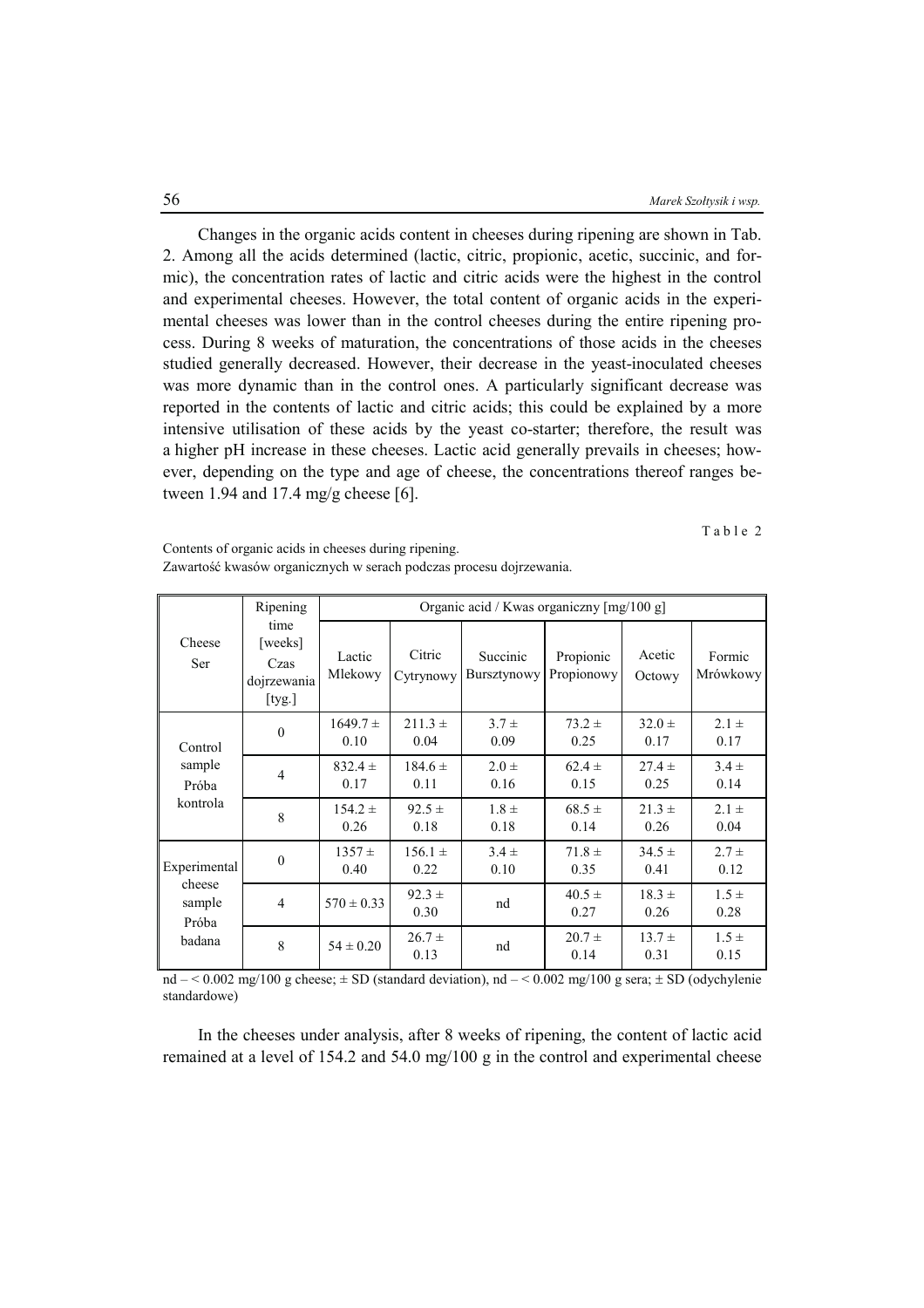Changes in the organic acids content in cheeses during ripening are shown in Tab. 2. Among all the acids determined (lactic, citric, propionic, acetic, succinic, and formic), the concentration rates of lactic and citric acids were the highest in the control and experimental cheeses. However, the total content of organic acids in the experimental cheeses was lower than in the control cheeses during the entire ripening process. During 8 weeks of maturation, the concentrations of those acids in the cheeses studied generally decreased. However, their decrease in the yeast-inoculated cheeses was more dynamic than in the control ones. A particularly significant decrease was reported in the contents of lactic and citric acids; this could be explained by a more intensive utilisation of these acids by the yeast co-starter; therefore, the result was a higher pH increase in these cheeses. Lactic acid generally prevails in cheeses; however, depending on the type and age of cheese, the concentrations thereof ranges between 1.94 and 17.4 mg/g cheese [6].

Table 2

Contents of organic acids in cheeses during ripening.
Zawartość kwasów organicznych w serach podczas procesu dojrzewania.

| Cheese Ser | Ripening time [weeks] Czas dojrzewania [tyg.] | Organic acid / Kwas organiczny [mg/100 g] | | | | | |
|---|---|---|---|---|---|---|---|
| | | Lactic Mlekowy | Citric Cytrynowy | Succinic Bursztynowy | Propionic Propionowy | Acetic Octowy | Formic Mrówkowy |
| Control sample Próba kontrola | 0 | 1649.7 ± 0.10 | 211.3 ± 0.04 | 3.7 ± 0.09 | 73.2 ± 0.25 | 32.0 ± 0.17 | 2.1 ± 0.17 |
| | 4 | 832.4 ± 0.17 | 184.6 ± 0.11 | 2.0 ± 0.16 | 62.4 ± 0.15 | 27.4 ± 0.25 | 3.4 ± 0.14 |
| | 8 | 154.2 ± 0.26 | 92.5 ± 0.18 | 1.8 ± 0.18 | 68.5 ± 0.14 | 21.3 ± 0.26 | 2.1 ± 0.04 |
| Experimental cheese sample Próba badana | 0 | 1357 ± 0.40 | 156.1 ± 0.22 | 3.4 ± 0.10 | 71.8 ± 0.35 | 34.5 ± 0.41 | 2.7 ± 0.12 |
| | 4 | 570 ± 0.33 | 92.3 ± 0.30 | nd | 40.5 ± 0.27 | 18.3 ± 0.26 | 1.5 ± 0.28 |
| | 8 | 54 ± 0.20 | 26.7 ± 0.13 | nd | 20.7 ± 0.14 | 13.7 ± 0.31 | 1.5 ± 0.15 |

nd – < 0.002 mg/100 g cheese; ± SD (standard deviation), nd – < 0.002 mg/100 g sera; ± SD (odchylenie standardowe)

In the cheeses under analysis, after 8 weeks of ripening, the content of lactic acid remained at a level of 154.2 and 54.0 mg/100 g in the control and experimental cheese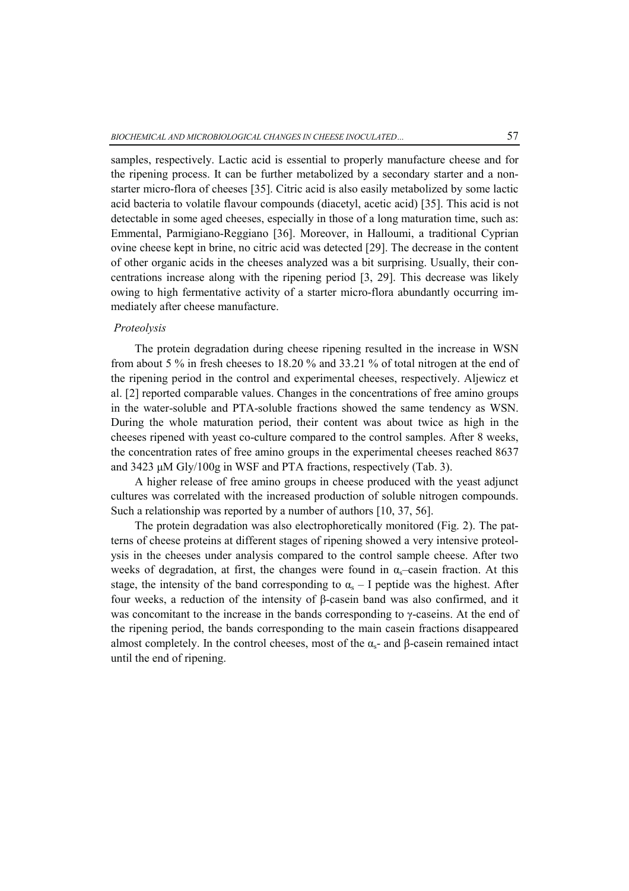samples, respectively. Lactic acid is essential to properly manufacture cheese and for the ripening process. It can be further metabolized by a secondary starter and a non-starter micro-flora of cheeses [35]. Citric acid is also easily metabolized by some lactic acid bacteria to volatile flavour compounds (diacetyl, acetic acid) [35]. This acid is not detectable in some aged cheeses, especially in those of a long maturation time, such as: Emmental, Parmigiano-Reggiano [36]. Moreover, in Halloumi, a traditional Cyprian ovine cheese kept in brine, no citric acid was detected [29]. The decrease in the content of other organic acids in the cheeses analyzed was a bit surprising. Usually, their concentrations increase along with the ripening period [3, 29]. This decrease was likely owing to high fermentative activity of a starter micro-flora abundantly occurring immediately after cheese manufacture.

*Proteolysis*

The protein degradation during cheese ripening resulted in the increase in WSN from about 5 % in fresh cheeses to 18.20 % and 33.21 % of total nitrogen at the end of the ripening period in the control and experimental cheeses, respectively. Aljewicz et al. [2] reported comparable values. Changes in the concentrations of free amino groups in the water-soluble and PTA-soluble fractions showed the same tendency as WSN. During the whole maturation period, their content was about twice as high in the cheeses ripened with yeast co-culture compared to the control samples. After 8 weeks, the concentration rates of free amino groups in the experimental cheeses reached 8637 and 3423 μM Gly/100g in WSF and PTA fractions, respectively (Tab. 3).

A higher release of free amino groups in cheese produced with the yeast adjunct cultures was correlated with the increased production of soluble nitrogen compounds. Such a relationship was reported by a number of authors [10, 37, 56].

The protein degradation was also electrophoretically monitored (Fig. 2). The patterns of cheese proteins at different stages of ripening showed a very intensive proteolysis in the cheeses under analysis compared to the control sample cheese. After two weeks of degradation, at first, the changes were found in $\alpha_s$–casein fraction. At this stage, the intensity of the band corresponding to $\alpha_s$ – I peptide was the highest. After four weeks, a reduction of the intensity of β-casein band was also confirmed, and it was concomitant to the increase in the bands corresponding to γ-caseins. At the end of the ripening period, the bands corresponding to the main casein fractions disappeared almost completely. In the control cheeses, most of the $\alpha_s$- and β-casein remained intact until the end of ripening.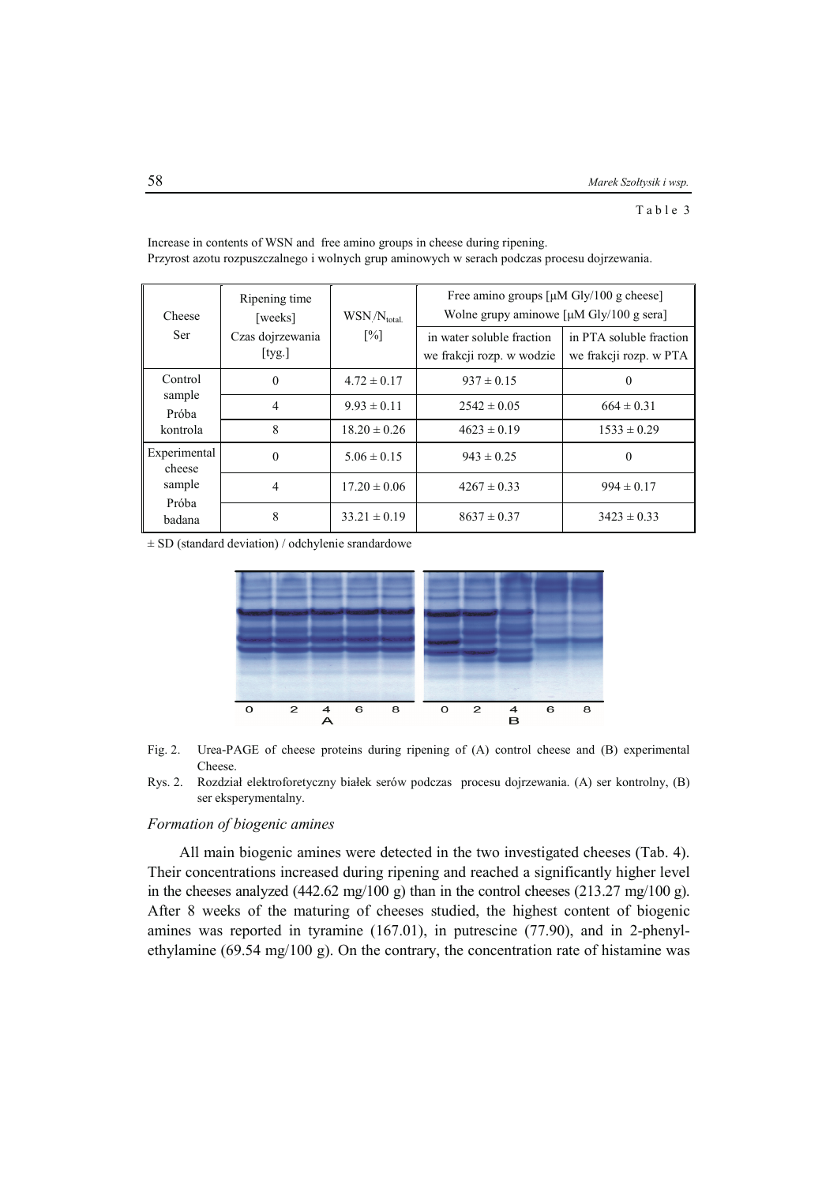Table 3

Increase in contents of WSN and free amino groups in cheese during ripening.
Przyrost azotu rozpuszczalnego i wolnych grup aminowych w serach podczas procesu dojrzewania.

| Cheese<br>Ser | Ripening time [weeks]<br>Czas dojrzewania [tyg.] | $WSN/N_{total.}$ [%] | Free amino groups [μM Gly/100 g cheese]<br>Wolne grupy aminowe [μM Gly/100 g sera] | |
|---|---|---|---|---|
| | | | in water soluble fraction<br>we frakcji rozp. w wodzie | in PTA soluble fraction<br>we frakcji rozp. w PTA |
| Control sample<br>Próba kontrola | 0 | 4.72 ± 0.17 | 937 ± 0.15 | 0 |
| | 4 | 9.93 ± 0.11 | 2542 ± 0.05 | 664 ± 0.31 |
| | 8 | 18.20 ± 0.26 | 4623 ± 0.19 | 1533 ± 0.29 |
| Experimental cheese sample<br>Próba badana | 0 | 5.06 ± 0.15 | 943 ± 0.25 | 0 |
| | 4 | 17.20 ± 0.06 | 4267 ± 0.33 | 994 ± 0.17 |
| | 8 | 33.21 ± 0.19 | 8637 ± 0.37 | 3423 ± 0.33 |

± SD (standard deviation) / odchylenie srandardowe

Fig. 2. Urea-PAGE of cheese proteins during ripening of (A) control cheese and (B) experimental Cheese.

Rys. 2. Rozdział elektroforetyczny białek serów podczas procesu dojrzewania. (A) ser kontrolny, (B) ser eksperymentalny.

*Formation of biogenic amines*

All main biogenic amines were detected in the two investigated cheeses (Tab. 4). Their concentrations increased during ripening and reached a significantly higher level in the cheeses analyzed (442.62 mg/100 g) than in the control cheeses (213.27 mg/100 g). After 8 weeks of the maturing of cheeses studied, the highest content of biogenic amines was reported in tyramine (167.01), in putrescine (77.90), and in 2-phenylethylamine (69.54 mg/100 g). On the contrary, the concentration rate of histamine was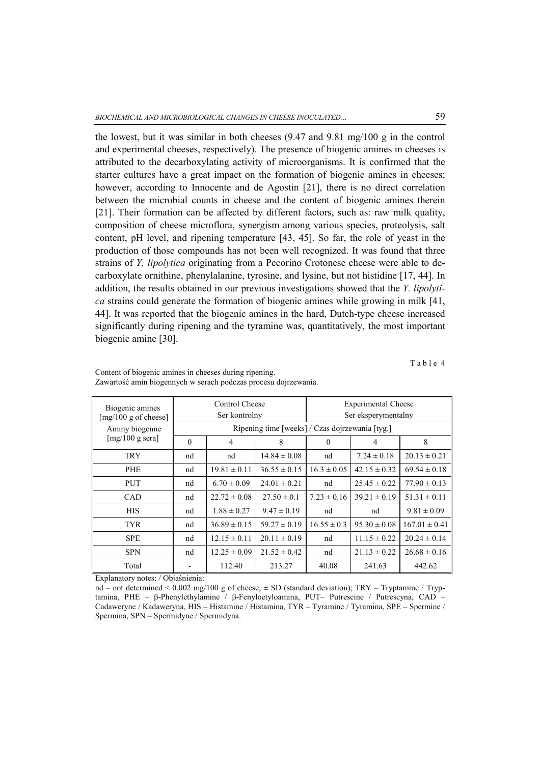the lowest, but it was similar in both cheeses (9.47 and 9.81 mg/100 g in the control and experimental cheeses, respectively). The presence of biogenic amines in cheeses is attributed to the decarboxylating activity of microorganisms. It is confirmed that the starter cultures have a great impact on the formation of biogenic amines in cheeses; however, according to Innocente and de Agostin [21], there is no direct correlation between the microbial counts in cheese and the content of biogenic amines therein [21]. Their formation can be affected by different factors, such as: raw milk quality, composition of cheese microflora, synergism among various species, proteolysis, salt content, pH level, and ripening temperature [43, 45]. So far, the role of yeast in the production of those compounds has not been well recognized. It was found that three strains of *Y. lipolytica* originating from a Pecorino Crotonese cheese were able to decarboxylate ornithine, phenylalanine, tyrosine, and lysine, but not histidine [17, 44]. In addition, the results obtained in our previous investigations showed that the *Y. lipolytica* strains could generate the formation of biogenic amines while growing in milk [41, 44]. It was reported that the biogenic amines in the hard, Dutch-type cheese increased significantly during ripening and the tyramine was, quantitatively, the most important biogenic amine [30].

Table 4

Content of biogenic amines in cheeses during ripening.
Zawartość amin biogennych w serach podczas procesu dojrzewania.

| Biogenic amines [mg/100 g of cheese] Aminy biogenne [mg/100 g sera] | Control Cheese Ser kontrolny | | | Experimental Cheese Ser eksperymentalny | | |
|---|---|---|---|---|---|---|
| | Ripening time [weeks] / Czas dojrzewania [tyg.] | | | | | |
| | 0 | 4 | 8 | 0 | 4 | 8 |
| TRY | nd | nd | 14.84 ± 0.08 | nd | 7.24 ± 0.18 | 20.13 ± 0.21 |
| PHE | nd | 19.81 ± 0.11 | 36.55 ± 0.15 | 16.3 ± 0.05 | 42.15 ± 0.32 | 69.54 ± 0.18 |
| PUT | nd | 6.70 ± 0.09 | 24.01 ± 0.21 | nd | 25.45 ± 0.22 | 77.90 ± 0.13 |
| CAD | nd | 22.72 ± 0.08 | 27.50 ± 0.1 | 7.23 ± 0.16 | 39.21 ± 0.19 | 51.31 ± 0.11 |
| HIS | nd | 1.88 ± 0.27 | 9.47 ± 0.19 | nd | nd | 9.81 ± 0.09 |
| TYR | nd | 36.89 ± 0.15 | 59.27 ± 0.19 | 16.55 ± 0.3 | 95.30 ± 0.08 | 167.01 ± 0.41 |
| SPE | nd | 12.15 ± 0.11 | 20.11 ± 0.19 | nd | 11.15 ± 0.22 | 20.24 ± 0.14 |
| SPN | nd | 12.25 ± 0.09 | 21.52 ± 0.42 | nd | 21.13 ± 0.22 | 26.68 ± 0.16 |
| Total | - | 112.40 | 213.27 | 40.08 | 241.63 | 442.62 |

Explanatory notes: / Objaśnienia:

nd – not determined < 0.002 mg/100 g of cheese; ± SD (standard deviation); TRY – Tryptamine / Tryptamina, PHE – β-Phenylethylamine / β-Fenyloetyloamina, PUT– Putrescine / Putrescyna, CAD – Cadaweryne / Kadaweryna, HIS – Histamine / Histamina, TYR – Tyramine / Tyramina, SPE – Spermine / Spermina, SPN – Spermidyne / Spermidyna.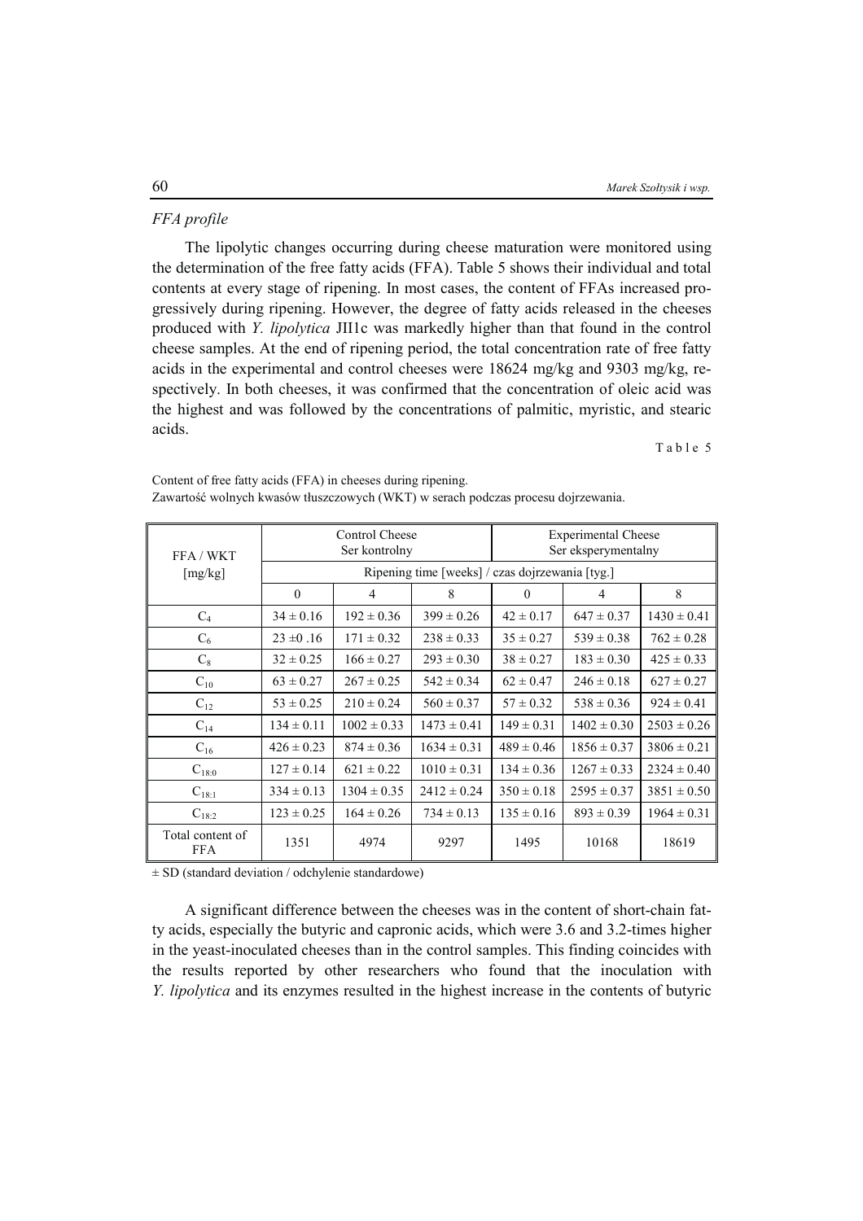*FFA profile*

The lipolytic changes occurring during cheese maturation were monitored using the determination of the free fatty acids (FFA). Table 5 shows their individual and total contents at every stage of ripening. In most cases, the content of FFAs increased progressively during ripening. However, the degree of fatty acids released in the cheeses produced with *Y. lipolytica* JII1c was markedly higher than that found in the control cheese samples. At the end of ripening period, the total concentration rate of free fatty acids in the experimental and control cheeses were 18624 mg/kg and 9303 mg/kg, respectively. In both cheeses, it was confirmed that the concentration of oleic acid was the highest and was followed by the concentrations of palmitic, myristic, and stearic acids.

Table 5

Content of free fatty acids (FFA) in cheeses during ripening.
Zawartość wolnych kwasów tłuszczowych (WKT) w serach podczas procesu dojrzewania.

| FFA / WKT [mg/kg] | Control Cheese Ser kontrolny | | | Experimental Cheese Ser eksperymentalny | | |
|---|---|---|---|---|---|---|
| | Ripening time [weeks] / czas dojrzewania [tyg.] | | | | | |
| | 0 | 4 | 8 | 0 | 4 | 8 |
| $C_4$ | 34 ± 0.16 | 192 ± 0.36 | 399 ± 0.26 | 42 ± 0.17 | 647 ± 0.37 | 1430 ± 0.41 |
| $C_6$ | 23 ±0 .16 | 171 ± 0.32 | 238 ± 0.33 | 35 ± 0.27 | 539 ± 0.38 | 762 ± 0.28 |
| $C_8$ | 32 ± 0.25 | 166 ± 0.27 | 293 ± 0.30 | 38 ± 0.27 | 183 ± 0.30 | 425 ± 0.33 |
| $C_{10}$ | 63 ± 0.27 | 267 ± 0.25 | 542 ± 0.34 | 62 ± 0.47 | 246 ± 0.18 | 627 ± 0.27 |
| $C_{12}$ | 53 ± 0.25 | 210 ± 0.24 | 560 ± 0.37 | 57 ± 0.32 | 538 ± 0.36 | 924 ± 0.41 |
| $C_{14}$ | 134 ± 0.11 | 1002 ± 0.33 | 1473 ± 0.41 | 149 ± 0.31 | 1402 ± 0.30 | 2503 ± 0.26 |
| $C_{16}$ | 426 ± 0.23 | 874 ± 0.36 | 1634 ± 0.31 | 489 ± 0.46 | 1856 ± 0.37 | 3806 ± 0.21 |
| $C_{18:0}$ | 127 ± 0.14 | 621 ± 0.22 | 1010 ± 0.31 | 134 ± 0.36 | 1267 ± 0.33 | 2324 ± 0.40 |
| $C_{18:1}$ | 334 ± 0.13 | 1304 ± 0.35 | 2412 ± 0.24 | 350 ± 0.18 | 2595 ± 0.37 | 3851 ± 0.50 |
| $C_{18:2}$ | 123 ± 0.25 | 164 ± 0.26 | 734 ± 0.13 | 135 ± 0.16 | 893 ± 0.39 | 1964 ± 0.31 |
| Total content of FFA | 1351 | 4974 | 9297 | 1495 | 10168 | 18619 |

± SD (standard deviation / odchylenie standardowe)

A significant difference between the cheeses was in the content of short-chain fatty acids, especially the butyric and capronic acids, which were 3.6 and 3.2-times higher in the yeast-inoculated cheeses than in the control samples. This finding coincides with the results reported by other researchers who found that the inoculation with *Y. lipolytica* and its enzymes resulted in the highest increase in the contents of butyric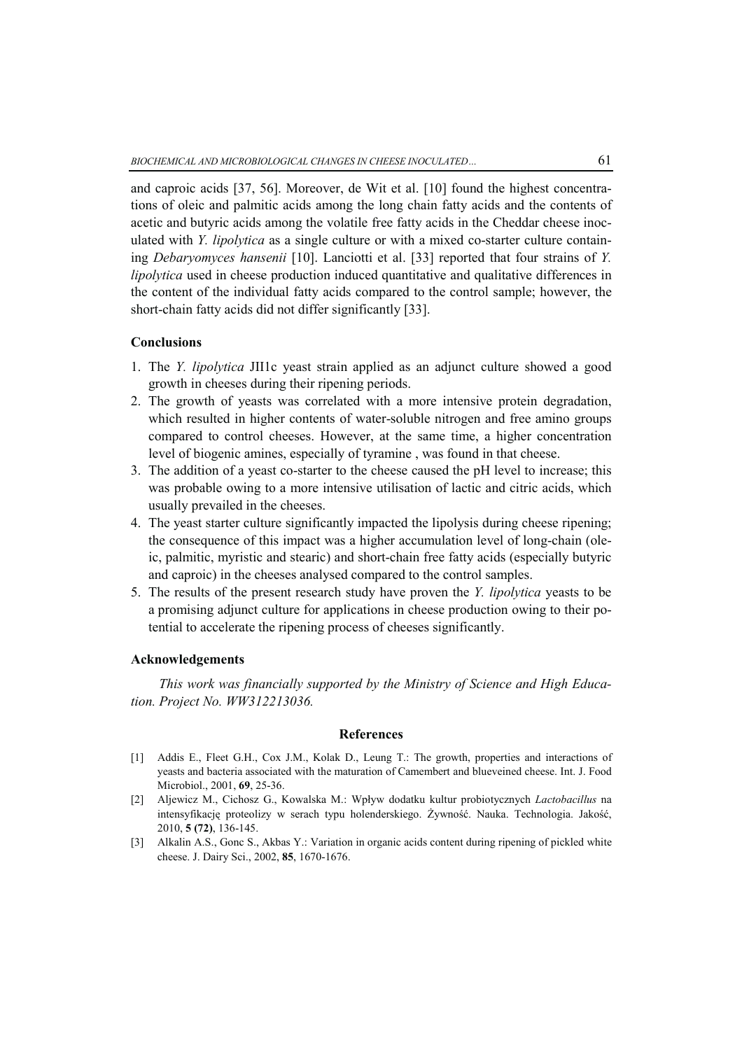and caproic acids [37, 56]. Moreover, de Wit et al. [10] found the highest concentrations of oleic and palmitic acids among the long chain fatty acids and the contents of acetic and butyric acids among the volatile free fatty acids in the Cheddar cheese inoculated with *Y. lipolytica* as a single culture or with a mixed co-starter culture containing *Debaryomyces hansenii* [10]. Lanciotti et al. [33] reported that four strains of *Y. lipolytica* used in cheese production induced quantitative and qualitative differences in the content of the individual fatty acids compared to the control sample; however, the short-chain fatty acids did not differ significantly [33].

## Conclusions

1. The *Y. lipolytica* JII1c yeast strain applied as an adjunct culture showed a good growth in cheeses during their ripening periods.
2. The growth of yeasts was correlated with a more intensive protein degradation, which resulted in higher contents of water-soluble nitrogen and free amino groups compared to control cheeses. However, at the same time, a higher concentration level of biogenic amines, especially of tyramine , was found in that cheese.
3. The addition of a yeast co-starter to the cheese caused the pH level to increase; this was probable owing to a more intensive utilisation of lactic and citric acids, which usually prevailed in the cheeses.
4. The yeast starter culture significantly impacted the lipolysis during cheese ripening; the consequence of this impact was a higher accumulation level of long-chain (oleic, palmitic, myristic and stearic) and short-chain free fatty acids (especially butyric and caproic) in the cheeses analysed compared to the control samples.
5. The results of the present research study have proven the *Y. lipolytica* yeasts to be a promising adjunct culture for applications in cheese production owing to their potential to accelerate the ripening process of cheeses significantly.

## Acknowledgements

*This work was financially supported by the Ministry of Science and High Education. Project No. WW312213036.*

## References

[1] Addis E., Fleet G.H., Cox J.M., Kolak D., Leung T.: The growth, properties and interactions of yeasts and bacteria associated with the maturation of Camembert and blueveined cheese. Int. J. Food Microbiol., 2001, **69**, 25-36.

[2] Aljewicz M., Cichosz G., Kowalska M.: Wpływ dodatku kultur probiotycznych *Lactobacillus* na intensyfikację proteolizy w serach typu holenderskiego. Żywność. Nauka. Technologia. Jakość, 2010, **5 (72)**, 136-145.

[3] Alkalin A.S., Gonc S., Akbas Y.: Variation in organic acids content during ripening of pickled white cheese. J. Dairy Sci., 2002, **85**, 1670-1676.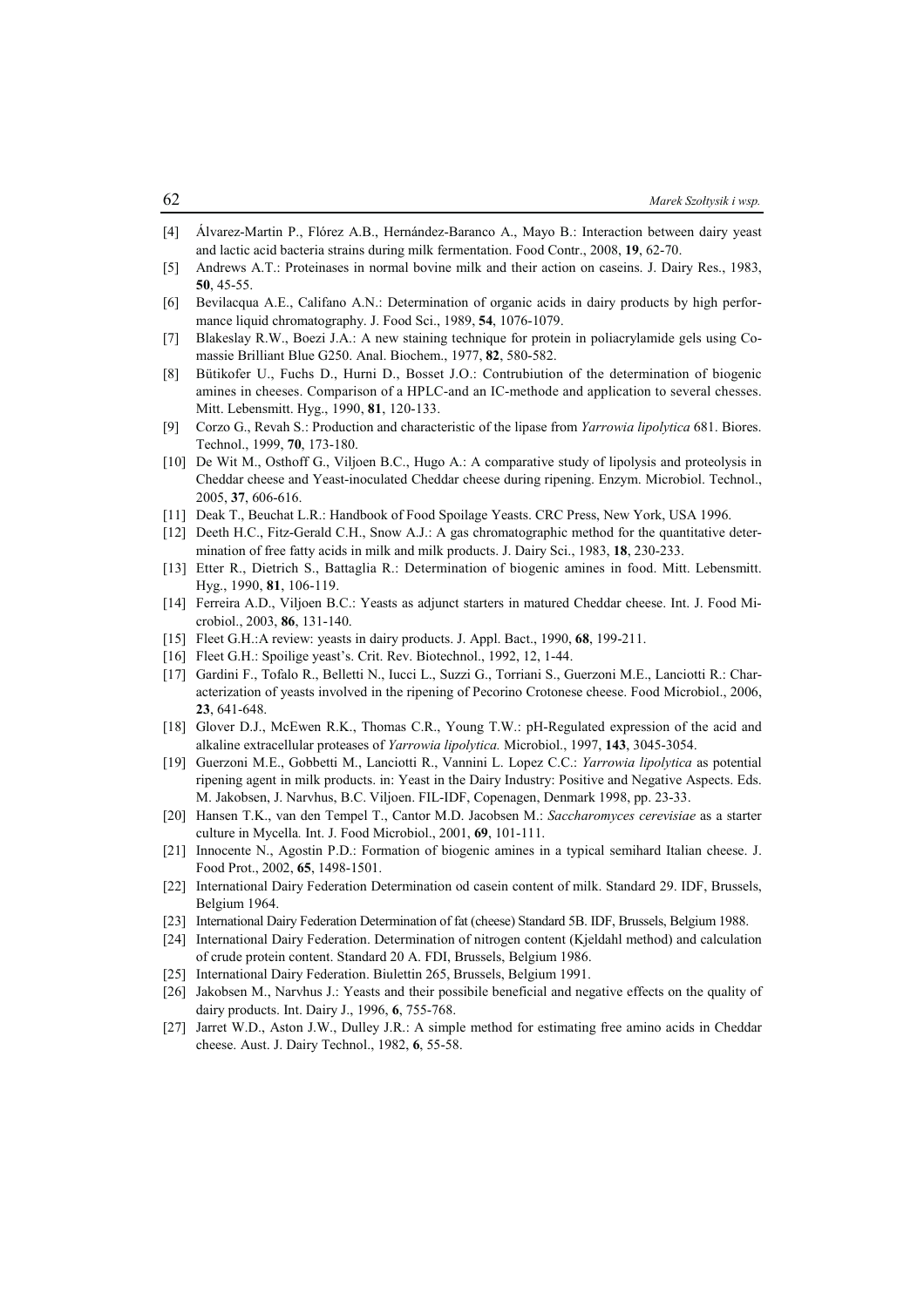[4] Álvarez-Martin P., Flórez A.B., Hernández-Baranco A., Mayo B.: Interaction between dairy yeast and lactic acid bacteria strains during milk fermentation. Food Contr., 2008, **19**, 62-70.

[5] Andrews A.T.: Proteinases in normal bovine milk and their action on caseins. J. Dairy Res., 1983, **50**, 45-55.

[6] Bevilacqua A.E., Califano A.N.: Determination of organic acids in dairy products by high performance liquid chromatography. J. Food Sci., 1989, **54**, 1076-1079.

[7] Blakeslay R.W., Boezi J.A.: A new staining technique for protein in poliacrylamide gels using Comassie Brilliant Blue G250. Anal. Biochem., 1977, **82**, 580-582.

[8] Bütikofer U., Fuchs D., Hurni D., Bosset J.O.: Contrubiution of the determination of biogenic amines in cheeses. Comparison of a HPLC-and an IC-methode and application to several chesses. Mitt. Lebensmitt. Hyg., 1990, **81**, 120-133.

[9] Corzo G., Revah S.: Production and characteristic of the lipase from *Yarrowia lipolytica* 681. Biores. Technol., 1999, **70**, 173-180.

[10] De Wit M., Osthoff G., Viljoen B.C., Hugo A.: A comparative study of lipolysis and proteolysis in Cheddar cheese and Yeast-inoculated Cheddar cheese during ripening. Enzym. Microbiol. Technol., 2005, **37**, 606-616.

[11] Deak T., Beuchat L.R.: Handbook of Food Spoilage Yeasts. CRC Press, New York, USA 1996.

[12] Deeth H.C., Fitz-Gerald C.H., Snow A.J.: A gas chromatographic method for the quantitative determination of free fatty acids in milk and milk products. J. Dairy Sci., 1983, **18**, 230-233.

[13] Etter R., Dietrich S., Battaglia R.: Determination of biogenic amines in food. Mitt. Lebensmitt. Hyg., 1990, **81**, 106-119.

[14] Ferreira A.D., Viljoen B.C.: Yeasts as adjunct starters in matured Cheddar cheese. Int. J. Food Microbiol., 2003, **86**, 131-140.

[15] Fleet G.H.:A review: yeasts in dairy products. J. Appl. Bact., 1990, **68**, 199-211.

[16] Fleet G.H.: Spoilige yeast's. Crit. Rev. Biotechnol., 1992, 12, 1-44.

[17] Gardini F., Tofalo R., Belletti N., Iucci L., Suzzi G., Torriani S., Guerzoni M.E., Lanciotti R.: Characterization of yeasts involved in the ripening of Pecorino Crotonese cheese. Food Microbiol., 2006, **23**, 641-648.

[18] Glover D.J., McEwen R.K., Thomas C.R., Young T.W.: pH-Regulated expression of the acid and alkaline extracellular proteases of *Yarrowia lipolytica.* Microbiol., 1997, **143**, 3045-3054.

[19] Guerzoni M.E., Gobbetti M., Lanciotti R., Vannini L. Lopez C.C.: *Yarrowia lipolytica* as potential ripening agent in milk products. in: Yeast in the Dairy Industry: Positive and Negative Aspects. Eds. M. Jakobsen, J. Narvhus, B.C. Viljoen. FIL-IDF, Copenagen, Denmark 1998, pp. 23-33.

[20] Hansen T.K., van den Tempel T., Cantor M.D. Jacobsen M.: *Saccharomyces cerevisiae* as a starter culture in Mycella*.* Int. J. Food Microbiol., 2001, **69**, 101-111.

[21] Innocente N., Agostin P.D.: Formation of biogenic amines in a typical semihard Italian cheese. J. Food Prot., 2002, **65**, 1498-1501.

[22] International Dairy Federation Determination od casein content of milk. Standard 29. IDF, Brussels, Belgium 1964.

[23] International Dairy Federation Determination of fat (cheese) Standard 5B. IDF, Brussels, Belgium 1988.

[24] International Dairy Federation. Determination of nitrogen content (Kjeldahl method) and calculation of crude protein content. Standard 20 A. FDI, Brussels, Belgium 1986.

[25] International Dairy Federation. Biulettin 265, Brussels, Belgium 1991.

[26] Jakobsen M., Narvhus J.: Yeasts and their possibile beneficial and negative effects on the quality of dairy products. Int. Dairy J., 1996, **6**, 755-768.

[27] Jarret W.D., Aston J.W., Dulley J.R.: A simple method for estimating free amino acids in Cheddar cheese. Aust. J. Dairy Technol., 1982, **6**, 55-58.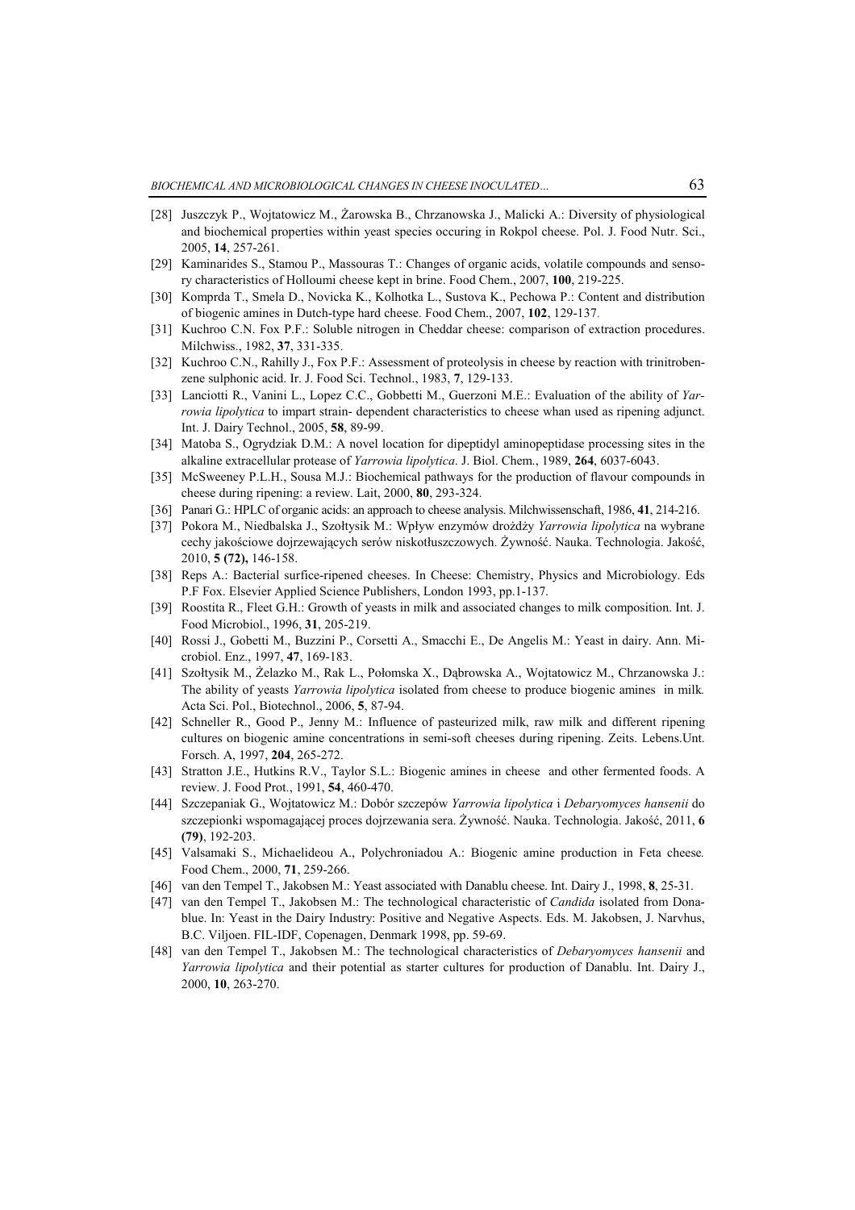[28] Juszczyk P., Wojtatowicz M., Żarowska B., Chrzanowska J., Malicki A.: Diversity of physiological and biochemical properties within yeast species occuring in Rokpol cheese. Pol. J. Food Nutr. Sci., 2005, **14**, 257-261.

[29] Kaminarides S., Stamou P., Massouras T.: Changes of organic acids, volatile compounds and sensory characteristics of Holloumi cheese kept in brine. Food Chem., 2007, **100**, 219-225.

[30] Komprda T., Smela D., Novicka K., Kolhotka L., Sustova K., Pechowa P.: Content and distribution of biogenic amines in Dutch-type hard cheese. Food Chem., 2007, **102**, 129-137.

[31] Kuchroo C.N. Fox P.F.: Soluble nitrogen in Cheddar cheese: comparison of extraction procedures. Milchwiss., 1982, **37**, 331-335.

[32] Kuchroo C.N., Rahilly J., Fox P.F.: Assessment of proteolysis in cheese by reaction with trinitrobenzene sulphonic acid. Ir. J. Food Sci. Technol., 1983, **7**, 129-133.

[33] Lanciotti R., Vanini L., Lopez C.C., Gobbetti M., Guerzoni M.E.: Evaluation of the ability of *Yarrowia lipolytica* to impart strain- dependent characteristics to cheese whan used as ripening adjunct. Int. J. Dairy Technol., 2005, **58**, 89-99.

[34] Matoba S., Ogrydziak D.M.: A novel location for dipeptidyl aminopeptidase processing sites in the alkaline extracellular protease of *Yarrowia lipolytica*. J. Biol. Chem., 1989, **264**, 6037-6043.

[35] McSweeney P.L.H., Sousa M.J.: Biochemical pathways for the production of flavour compounds in cheese during ripening: a review. Lait, 2000, **80**, 293-324.

[36] Panari G.: HPLC of organic acids: an approach to cheese analysis. Milchwissenschaft, 1986, **41**, 214-216.

[37] Pokora M., Niedbalska J., Szołtysik M.: Wpływ enzymów drożdży *Yarrowia lipolytica* na wybrane cechy jakościowe dojrzewających serów niskotłuszczowych. Żywność. Nauka. Technologia. Jakość, 2010, **5 (72),** 146-158.

[38] Reps A.: Bacterial surfice-ripened cheeses. In Cheese: Chemistry, Physics and Microbiology. Eds P.F Fox. Elsevier Applied Science Publishers, London 1993, pp.1-137.

[39] Roostita R., Fleet G.H.: Growth of yeasts in milk and associated changes to milk composition. Int. J. Food Microbiol., 1996, **31**, 205-219.

[40] Rossi J., Gobetti M., Buzzini P., Corsetti A., Smacchi E., De Angelis M.: Yeast in dairy. Ann. Microbiol. Enz., 1997, **47**, 169-183.

[41] Szołtysik M., Żelazko M., Rak L., Połomska X., Dąbrowska A., Wojtatowicz M., Chrzanowska J.: The ability of yeasts *Yarrowia lipolytica* isolated from cheese to produce biogenic amines in milk. Acta Sci. Pol., Biotechnol., 2006, **5**, 87-94.

[42] Schneller R., Good P., Jenny M.: Influence of pasteurized milk, raw milk and different ripening cultures on biogenic amine concentrations in semi-soft cheeses during ripening. Zeits. Lebens.Unt. Forsch. A, 1997, **204**, 265-272.

[43] Stratton J.E., Hutkins R.V., Taylor S.L.: Biogenic amines in cheese and other fermented foods. A review. J. Food Prot., 1991, **54**, 460-470.

[44] Szczepaniak G., Wojtatowicz M.: Dobór szczepów *Yarrowia lipolytica* i *Debaryomyces hansenii* do szczepionki wspomagającej proces dojrzewania sera. Żywność. Nauka. Technologia. Jakość, 2011, **6 (79)**, 192-203.

[45] Valsamaki S., Michaelideou A., Polychroniadou A.: Biogenic amine production in Feta cheese. Food Chem., 2000, **71**, 259-266.

[46] van den Tempel T., Jakobsen M.: Yeast associated with Danablu cheese. Int. Dairy J., 1998, **8**, 25-31.

[47] van den Tempel T., Jakobsen M.: The technological characteristic of *Candida* isolated from Donablue. In: Yeast in the Dairy Industry: Positive and Negative Aspects. Eds. M. Jakobsen, J. Narvhus, B.C. Viljoen. FIL-IDF, Copenagen, Denmark 1998, pp. 59-69.

[48] van den Tempel T., Jakobsen M.: The technological characteristics of *Debaryomyces hansenii* and *Yarrowia lipolytica* and their potential as starter cultures for production of Danablu. Int. Dairy J., 2000, **10**, 263-270.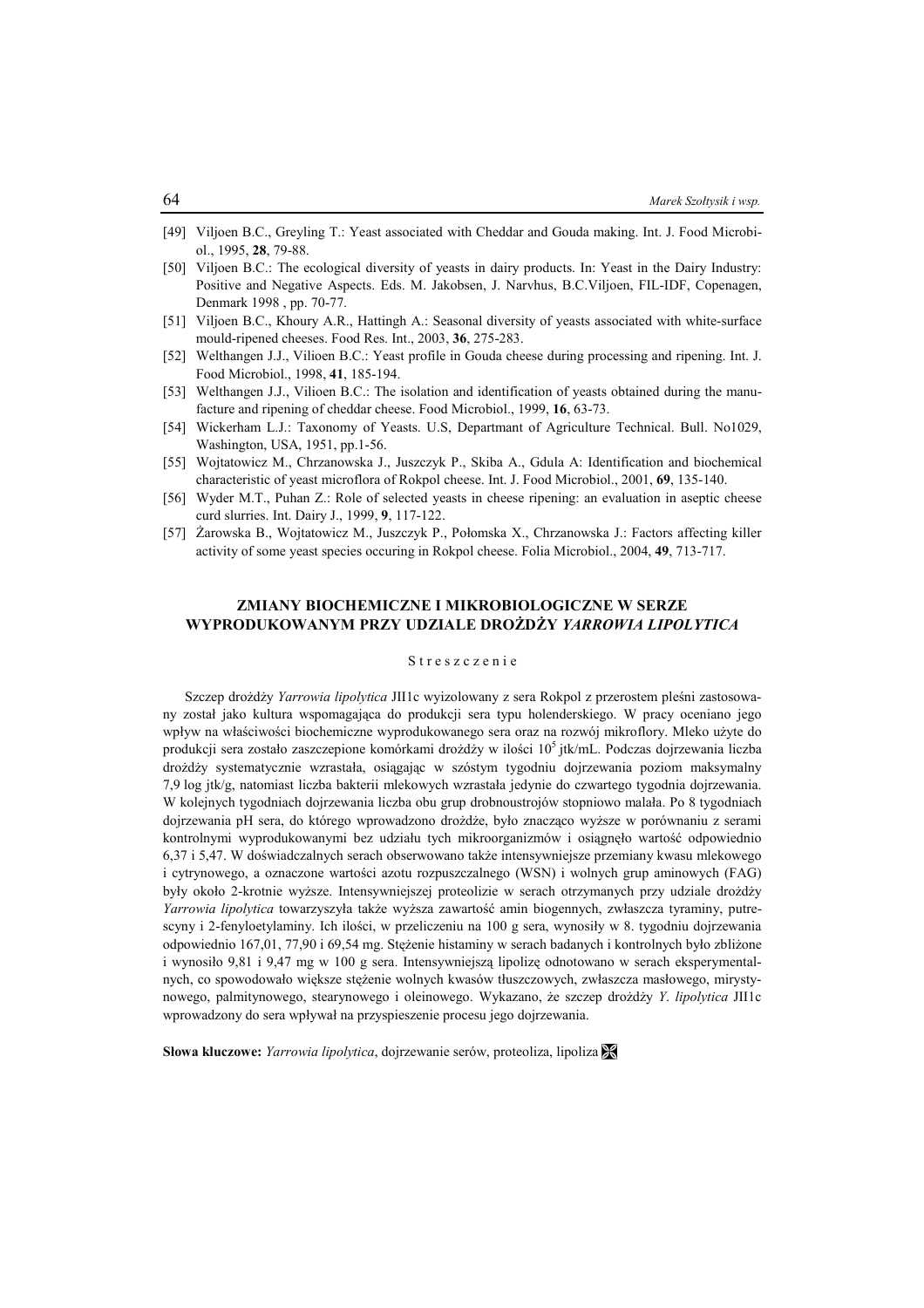[49] Viljoen B.C., Greyling T.: Yeast associated with Cheddar and Gouda making. Int. J. Food Microbiol., 1995, **28**, 79-88.

[50] Viljoen B.C.: The ecological diversity of yeasts in dairy products. In: Yeast in the Dairy Industry: Positive and Negative Aspects. Eds. M. Jakobsen, J. Narvhus, B.C.Viljoen, FIL-IDF, Copenagen, Denmark 1998 , pp. 70-77.

[51] Viljoen B.C., Khoury A.R., Hattingh A.: Seasonal diversity of yeasts associated with white-surface mould-ripened cheeses. Food Res. Int., 2003, **36**, 275-283.

[52] Welthangen J.J., Vilioen B.C.: Yeast profile in Gouda cheese during processing and ripening. Int. J. Food Microbiol., 1998, **41**, 185-194.

[53] Welthangen J.J., Vilioen B.C.: The isolation and identification of yeasts obtained during the manufacture and ripening of cheddar cheese. Food Microbiol., 1999, **16**, 63-73.

[54] Wickerham L.J.: Taxonomy of Yeasts. U.S, Departmant of Agriculture Technical. Bull. No1029, Washington, USA, 1951, pp.1-56.

[55] Wojtatowicz M., Chrzanowska J., Juszczyk P., Skiba A., Gdula A: Identification and biochemical characteristic of yeast microflora of Rokpol cheese. Int. J. Food Microbiol., 2001, **69**, 135-140.

[56] Wyder M.T., Puhan Z.: Role of selected yeasts in cheese ripening: an evaluation in aseptic cheese curd slurries. Int. Dairy J., 1999, **9**, 117-122.

[57] Żarowska B., Wojtatowicz M., Juszczyk P., Połomska X., Chrzanowska J.: Factors affecting killer activity of some yeast species occuring in Rokpol cheese. Folia Microbiol., 2004, **49**, 713-717.

## ZMIANY BIOCHEMICZNE I MIKROBIOLOGICZNE W SERZE WYPRODUKOWANYM PRZY UDZIALE DROŻDŻY *YARROWIA LIPOLYTICA*

### Streszczenie

Szczep drożdży *Yarrowia lipolytica* JII1c wyizolowany z sera Rokpol z przerostem pleśni zastosowany został jako kultura wspomagająca do produkcji sera typu holenderskiego. W pracy oceniano jego wpływ na właściwości biochemiczne wyprodukowanego sera oraz na rozwój mikroflory. Mleko użyte do produkcji sera zostało zaszczepione komórkami drożdży w ilości $10^5$ jtk/mL. Podczas dojrzewania liczba drożdży systematycznie wzrastała, osiągając w szóstym tygodniu dojrzewania poziom maksymalny 7,9 log jtk/g, natomiast liczba bakterii mlekowych wzrastała jedynie do czwartego tygodnia dojrzewania. W kolejnych tygodniach dojrzewania liczba obu grup drobnoustrojów stopniowo malała. Po 8 tygodniach dojrzewania pH sera, do którego wprowadzono drożdże, było znacząco wyższe w porównaniu z serami kontrolnymi wyprodukowanymi bez udziału tych mikroorganizmów i osiągnęło wartość odpowiednio 6,37 i 5,47. W doświadczalnych serach obserwowano także intensywniejsze przemiany kwasu mlekowego i cytrynowego, a oznaczone wartości azotu rozpuszczalnego (WSN) i wolnych grup aminowych (FAG) były około 2-krotnie wyższe. Intensywniejszej proteolizie w serach otrzymanych przy udziale drożdży *Yarrowia lipolytica* towarzyszyła także wyższa zawartość amin biogennych, zwłaszcza tyraminy, putrescyny i 2-fenyloetylaminy. Ich ilości, w przeliczeniu na 100 g sera, wynosiły w 8. tygodniu dojrzewania odpowiednio 167,01, 77,90 i 69,54 mg. Stężenie histaminy w serach badanych i kontrolnych było zbliżone i wynosiło 9,81 i 9,47 mg w 100 g sera. Intensywniejszą lipolizę odnotowano w serach eksperymentalnych, co spowodowało większe stężenie wolnych kwasów tłuszczowych, zwłaszcza masłowego, mirystynowego, palmitynowego, stearynowego i oleinowego. Wykazano, że szczep drożdży *Y. lipolytica* JII1c wprowadzony do sera wpływał na przyspieszenie procesu jego dojrzewania.

**Słowa kluczowe:** *Yarrowia lipolytica*, dojrzewanie serów, proteoliza, lipoliza